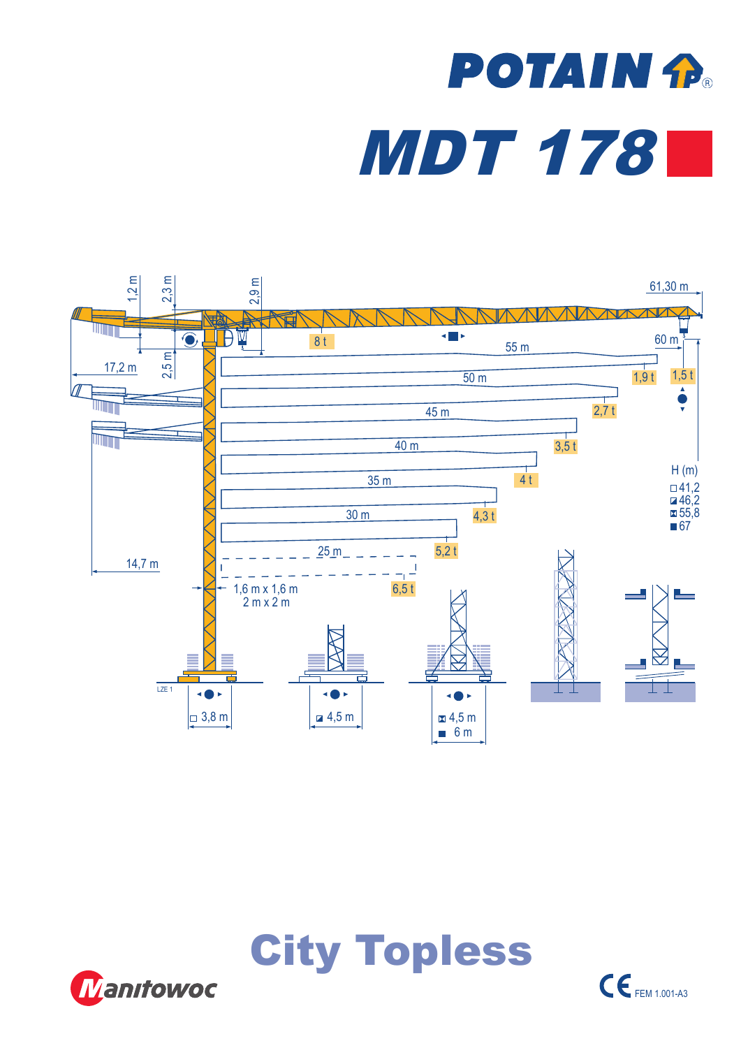# POTAIN

# MDT 178

61,30 m

1,2 m

2,3 m

2,9 m

8 t

60 m

55 m

1,9 t

1,5 t

2,5 m

17,2 m

50 m

2,7 t

45 m

3,5 t

40 m

4 t

H (m)

□ 41,2

◪ 46,2

⊠ 55,8

■ 67

35 m

4,3 t

30 m

5,2 t

25 m

6,5 t

14,7 m

1,6 m x 1,6 m

2 m x 2 m

LZE 1

□ 3,8 m

◪ 4,5 m

⊠ 4,5 m

■ 6 m

## City Topless

Manitowoc

CE FEM 1.001-A3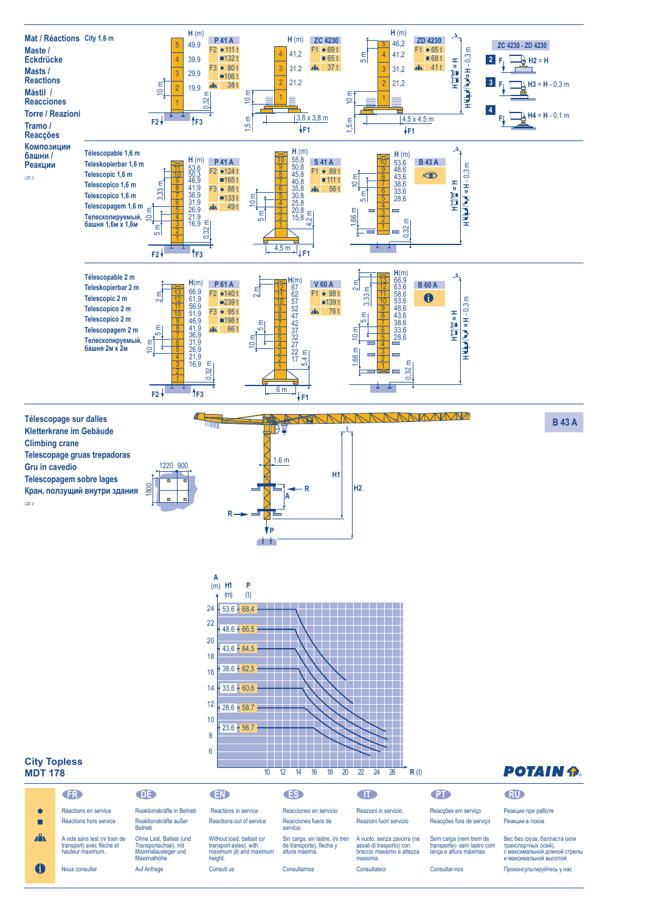# Mat / Réactions
## Maste / Eckdrücke
## Masts / Reactions
## Mástil / Reacciones
## Torre / Reazioni
## Tramo / Reacções
## Композиции башни / Реакции

LZE 3

### City 1,6 m

| H (m) | Mast |
|---|---|
| 49,9 | 5 |
| 39,9 | 4 |
| 29,9 | 3 |
| 19,9 | 2 |
| | 1 |

10 m, 0,32 m

**P 41 A**: F2 ● 111 t, ■ 132 t; F3 ● 80 t, ■ 106 t; 38 t

F2, F3

| H (m) | Mast |
|---|---|
| 41,2 | 4 |
| 31,2 | 3 |
| 21,2 | 2 |
| | 1 |

**ZC 4230**: F1 ● 69 t, ■ 65 t; 37 t

10 m, 1,5 m, 3,8 x 3,8 m, F1

| H (m) | Mast |
|---|---|
| 46,2 | 5 |
| 41,2 | 4 |
| 31,2 | 3 |
| 21,2 | 2 |
| | 1 |

**ZD 4230**: F1 ● 65 t, ■ 68 t; 41 t

5 m, 10 m, 1,5 m, 4,5 x 4,5 m, F1

H1 = H, H2 = H - 0,3 m

**ZC 4230 - ZD 4230**

2. F — H2 = H
3. F — H3 = H - 0,3 m
4. F — H4 = H - 0,1 m

### Télescopable 1,6 m / Teleskopierbar 1,6 m / Telescopic 1,6 m / Telescopico 1,6 m / Telescopico 1,6 m / Telescopagem 1,6 m / Телескопируемый, башня 1,6м x 1,6м

| H (m) | Mast |
|---|---|
| 53,6 | 11 |
| 50,3 | 10 |
| 46,9 | 9 |
| 41,9 | 8 |
| 36,9 | 7 |
| 31,9 | 6 |
| 26,9 | 5 |
| 21,9 | 4 |
| 16,9 | 3 |
| | 2 |
| | 1 |

3,33 m, 10 m, 5 m, 0,32 m

**P 41 A**: F2 ● 124 t, ■ 165 t; F3 ● 88 t, ■ 133 t; 49 t

F2, F3

| H (m) | Mast |
|---|---|
| 55,8 | 9 |
| 50,8 | 8 |
| 45,8 | 7 |
| 40,8 | 6 |
| 35,8 | 5 |
| 30,8 | 4 |
| 25,8 | 3 |
| 20,8 | 2 |
| 15,8 | 1 |

**S 41 A**: F1 ● 89 t, ■ 111 t; 56 t

10 m, 5 m, 4,2 m, 4,5 m, F1

| H (m) | Mast |
|---|---|
| 53,6 | 10 |
| 48,6 | 9 |
| 43,6 | 8 |
| 38,6 | 7 |
| 33,6 | 6 |
| 28,6 | 5 |

**B 43 A**

10 m, 5 m, 1,66 m, 0,32 m

H1 = H, H2 = H - 0,3 m

### Télescopable 2 m / Teleskopierbar 2 m / Telescopic 2 m / Telescopico 2 m / Telescopico 2 m / Telescopagem 2 m / Телескопируемый, башня 2м x 2м

| H(m) | Mast |
|---|---|
| 66,9 | 13 |
| 61,9 | 12 |
| 56,9 | 11 |
| 51,9 | 10 |
| 46,9 | 9 |
| 41,9 | 8 |
| 36,9 | 7 |
| 31,9 | 6 |
| 26,9 | 5 |
| 21,9 | 4 |
| 16,9 | 3 |

2 m, 5 m, 10 m, 0,32 m

**P 61 A**: F2 ● 140 t, ■ 239 t; F3 ● 95 t, ■ 198 t; 66 t

F2, F3

| H(m) | Mast |
|---|---|
| 67 | 12 |
| 62 | 11 |
| 57 | 10 |
| 52 | 9 |
| 47 | 8 |
| 42 | 7 |
| 37 | 6 |
| 32 | 5 |
| 27 | 4 |
| 22 | 3 |
| 17 | 2 |

**V 60 A**: F1 ● 98 t, ■ 139 t; 76 t

2 m, 5 m, 10 m, 5,4 m, 6 m, F1

| H(m) | Mast |
|---|---|
| 66,9 | 13 |
| 63,6 | 12 |
| 58,6 | 11 |
| 53,6 | 10 |
| 48,6 | 9 |
| 43,6 | 8 |
| 38,6 | 7 |
| 33,6 | 6 |
| 28,6 | 5 |

**B 60 A** ℹ

2 m, 3,33 m, 5 m, 10 m, 1,66 m, 0,32 m

H1 = H, H2 = H - 0,3 m

# Télescopage sur dalles
## Kletterkrane im Gebäude
## Climbing crane
## Telescopage gruas trepadoras
## Gru in cavedio
## Telescopagem sobre lages
## Кран, ползущий внутри здания

LZE 2

**B 43 A**

1220, 900, 1800; 1,6 m; R, A, H1, H2, P

| A (m) | H1 (m) | P (t) |
|---|---|---|
| 24 | 53,6 | 68,4 |
| 22 | 48,6 | 66,5 |
| 20 | 43,6 | 64,5 |
| 18 | 38,6 | 62,5 |
| 16 | 33,6 | 60,6 |
| 14 | 28,6 | 58,7 |
| 12 | 23,6 | 56,7 |

R (t): 10, 12, 14, 16, 18, 20, 22, 24, 26

**City Topless MDT 178**

| | FR | DE | EN | ES | IT | PT | RU |
|---|---|---|---|---|---|---|---|
| ● | Réactions en service | Reaktionskräfte in Betrieb | Reactions in service | Reacciones en servicio | Reazioni in servizio | Reacções em serviço | Реакции при работе |
| ■ | Réactions hors service | Reaktionskräfte außer Betrieb | Reactions out of service | Reacciones fuera de servicio | Reazioni fuori servizio | Reacções fora de serviço | Реакции в покое |
| ▲ | A vide sans lest (ni train de transport) avec flèche et hauteur maximum. | Ohne Last, Ballast (und Transportachse), mit Maximalausleger und Maximalhöhe. | Without load, ballast (or transport axles), with maximum jib and maximum height. | Sin carga, sin lastre, (ni tren de transporte), flecha y altura máxima. | A vuoto, senza zavorra (ne assali di trasporto) con braccio massimo e altezza massima. | Sem carga (nem trem de transporte)- sem lastro com lança e altura máximas. | Вес без груза, балласта (или транспортных осей), с максимальной длиной стрелы и максимальной высотой. |
| ℹ | Nous consulter | Auf Anfrage | Consult us | Consultarnos | Consultateci | Consultar-nos | Проконсультируйтесь у нас |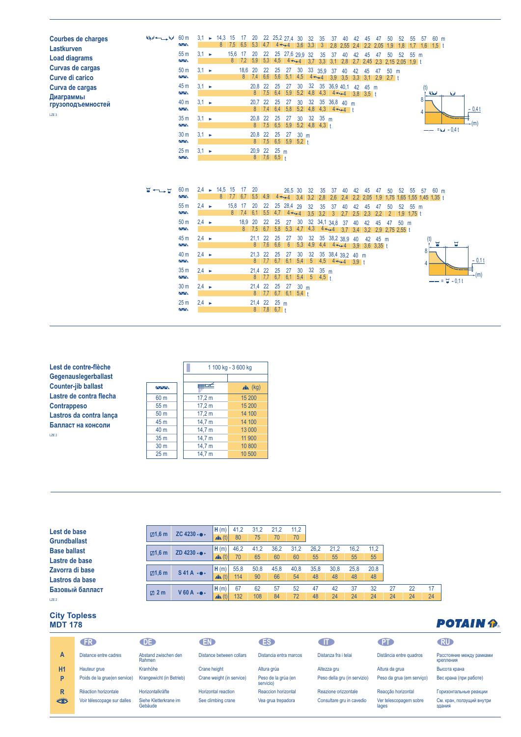## Courbes de charges
## Lastkurven
## Load diagrams
## Curvas de cargas
## Curve di carico
## Curva de cargas
## Диаграммы грузоподъемностей

LZE 3

**4-fall reeving (up to 8 t)**

60 m: 3,1 ► 14,3 (8) – 15 (7,5) – 17 (6,5) – 20 (5,3) – 22 (4,7) – 25,2 (4) ◄► 27,4 (4) – 30 (3,6) – 32 (3,3) – 35 (3) – 37 (2,8) – 40 (2,55) – 42 (2,4) – 45 (2,2) – 47 (2,05) – 50 (1,9) – 52 (1,8) – 55 (1,7) – 57 (1,6) – 60 m (1,5 t)

55 m: 3,1 ► 15,6 (8) – 17 (7,2) – 20 (5,9) – 22 (5,3) – 25 (4,5) – 27,6 (4) ◄► 29,9 (4) – 32 (3,7) – 35 (3,3) – 37 (3,1) – 40 (2,8) – 42 (2,7) – 45 (2,45) – 47 (2,3) – 50 (2,15) – 52 (2,05) – 55 m (1,9 t)

50 m: 3,1 ► 18,6 (8) – 20 (7,4) – 22 (6,6) – 25 (5,6) – 27 (5,1) – 30 (4,5) – 33 (4) ◄► 35,9 (4) – 37 (3,9) – 40 (3,5) – 42 (3,3) – 45 (3,1) – 47 (2,9) – 50 m (2,7 t)

45 m: 3,1 ► 20,8 (8) – 22 (7,5) – 25 (6,4) – 27 (5,9) – 30 (5,2) – 32 (4,8) – 35 (4,3) – 36,9 (4) ◄► 40,1 (4) – 42 (3,8) – 45 m (3,5 t)

40 m: 3,1 ► 20,7 (8) – 22 (7,4) – 25 (6,4) – 27 (5,8) – 30 (5,2) – 32 (4,8) – 35 (4,3) – 36,8 (4) ◄► 40 m (4 t)

35 m: 3,1 ► 20,8 (8) – 22 (7,5) – 25 (6,5) – 27 (5,9) – 30 (5,2) – 32 (4,8) – 35 m (4,3 t)

30 m: 3,1 ► 20,8 (8) – 22 (7,5) – 25 (6,5) – 27 (5,9) – 30 m (5,2 t)

25 m: 3,1 ► 20,9 (8) – 22 (7,6) – 25 m (6,5 t)

(t) 8 / 4 – 0,4 t – (m); = – 0,4 t

**2-fall reeving**

60 m: 2,4 ► 14,5 (8) – 15 (7,7) – 17 (6,7) – 20 (5,5) – (4,9) – (4) ◄► 26,5 (4) – 30 (3,4) – 32 (3,2) – 35 (2,8) – 37 (2,6) – 40 (2,4) – 42 (2,2) – 45 (2,05) – 47 (1,9) – 50 (1,75) – 52 (1,65) – 55 (1,55) – 57 (1,45) – 60 m (1,35 t)

55 m: 2,4 ► 15,8 (8) – 17 (7,4) – 20 (6,1) – 22 (5,5) – 25 (4,7) – 28,4 (4) ◄► 29 (4) – 32 (3,5) – 35 (3,2) – 37 (3) – 40 (2,7) – 42 (2,5) – 45 (2,3) – 47 (2,2) – 50 (2) – 52 (1,9) – 55 m (1,75 t)

50 m: 2,4 ► 18,9 (8) – 20 (7,5) – 22 (6,7) – 25 (5,8) – 27 (5,3) – 30 (4,7) – 32 (4,3) – 34,1 (4) ◄► 34,8 (4) – 37 (3,7) – 40 (3,4) – 42 (3,2) – 45 (2,9) – 47 (2,75) – 50 m (2,55 t)

45 m: 2,4 ► 21,1 (8) – 22 (7,6) – 25 (6,6) – 27 (6) – 30 (5,3) – 32 (4,9) – 35 (4,4) – 38,2 (4) ◄► 38,9 (4) – 40 (3,9) – 42 (3,6) – 45 m (3,35 t)

40 m: 2,4 ► 21,3 (8) – 22 (7,7) – 25 (6,7) – 27 (6,1) – 30 (5,4) – 32 (5) – 35 (4,5) – 38,4 (4) ◄► 39,2 (4) – 40 m (3,9 t)

35 m: 2,4 ► 21,4 (8) – 22 (7,7) – 25 (6,7) – 27 (6,1) – 30 (5,4) – 32 (5) – 35 m (4,5 t)

30 m: 2,4 ► 21,4 (8) – 22 (7,7) – 25 (6,7) – 27 (6,1) – 30 m (5,4 t)

25 m: 2,4 ► 21,4 (8) – 22 (7,8) – 25 m (6,7 t)

(t) 8 / 4 – 0,1 t – (m); = – 0,1 t

## Lest de contre-flèche
## Gegenausleger­ballast
## Counter-jib ballast
## Lastre de contra flecha
## Contrappeso
## Lastros da contra lança
## Балласт на консоли

LZE 2

1 100 kg - 3 600 kg

| Jib | Counter-jib (m) | (kg) |
|---|---|---|
| 60 m | 17,2 m | 15 200 |
| 55 m | 17,2 m | 15 200 |
| 50 m | 17,2 m | 14 100 |
| 45 m | 14,7 m | 14 100 |
| 40 m | 14,7 m | 13 000 |
| 35 m | 14,7 m | 11 900 |
| 30 m | 14,7 m | 10 800 |
| 25 m | 14,7 m | 10 500 |

## Lest de base
## Grundballast
## Base ballast
## Lastre de base
## Zavorra di base
## Lastros da base
## Базовый балласт

LZE 2

| | | | | | | | | | | | | | |
|---|---|---|---|---|---|---|---|---|---|---|---|---|---|
| 1,6 m | ZC 4230 | H (m) | 41,2 | 31,2 | 21,2 | 11,2 | | | | | | | |
| | | (t) | 80 | 75 | 70 | 70 | | | | | | | |
| 1,6 m | ZD 4230 | H (m) | 46,2 | 41,2 | 36,2 | 31,2 | 26,2 | 21,2 | 16,2 | 11,2 | | | |
| | | (t) | 70 | 65 | 60 | 60 | 55 | 55 | 55 | 55 | | | |
| 1,6 m | S 41 A | H (m) | 55,8 | 50,8 | 45,8 | 40,8 | 35,8 | 30,8 | 25,8 | 20,8 | | | |
| | | (t) | 114 | 90 | 66 | 54 | 48 | 48 | 48 | 48 | | | |
| 2 m | V 60 A | H (m) | 67 | 62 | 57 | 52 | 47 | 42 | 37 | 32 | 27 | 22 | 17 |
| | | (t) | 132 | 108 | 84 | 72 | 48 | 24 | 24 | 24 | 24 | 24 | 24 |

## City Topless
## MDT 178

POTAIN

| | FR | DE | EN | ES | IT | PT | RU |
|---|---|---|---|---|---|---|---|
| A | Distance entre cadres | Abstand zwischen den Rahmen | Distance between collars | Distancia entra marcos | Distanza fra i telai | Distância entre quadros | Расстояние между рамками крепления |
| H1 | Hauteur grue | Kranhöhe | Crane height | Altura grúa | Altezza gru | Altura da grua | Высота крана |
| P | Poids de la grue(en service) | Krangewicht (in Betrieb) | Crane weight (in service) | Peso de la grúa (en servicio) | Peso della gru (in servizio) | Peso da grua (em serviço) | Вес крана (при работе) |
| R | Réaction horizontale | Horizontalkräfte | Horizontal reaction | Reaccion horizontal | Reazione orizzontale | Reacção horizontal | Горизонтальные реакции |
| | Voir télescopage sur dalles | Siehe Kletterkrane im Gebäude | See climbing crane | Vea grua trepadora | Consultare gru in cavedio | Ver telescopagem sobre lages | См. кран, ползущий внутри здания |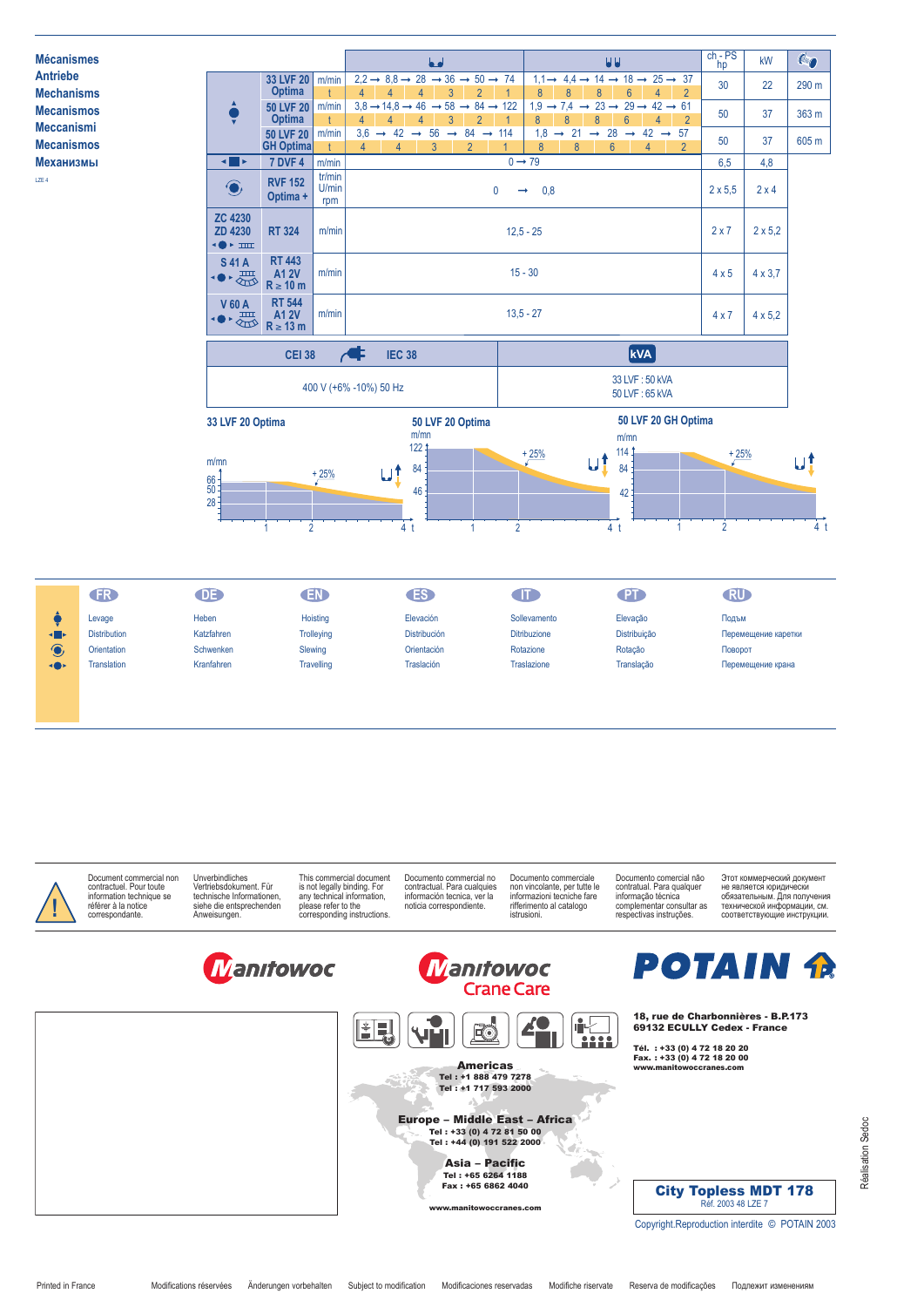# Mécanismes
# Antriebe
# Mechanisms
# Mecanismos
# Meccanismi
# Mecanismos
# Механизмы

LZE 4

| | | | Brins 2 | | | | | | Brins 4 | | | | | | ch - PS hp | kW | |
|---|---|---|---|---|---|---|---|---|---|---|---|---|---|---|---|---|---|
| Levage | 33 LVF 20 Optima | m/min | 2,2 → | 8,8 → | 28 → | 36 → | 50 → | 74 | 1,1 → | 4,4 → | 14 → | 18 → | 25 → | 37 | 30 | 22 | 290 m |
| | | t | 4 | 4 | 4 | 3 | 2 | 1 | 8 | 8 | 8 | 6 | 4 | 2 | | | |
| | 50 LVF 20 Optima | m/min | 3,8 → | 14,8 → | 46 → | 58 → | 84 → | 122 | 1,9 → | 7,4 → | 23 → | 29 → | 42 → | 61 | 50 | 37 | 363 m |
| | | t | 4 | 4 | 4 | 3 | 2 | 1 | 8 | 8 | 8 | 6 | 4 | 2 | | | |
| | 50 LVF 20 GH Optima | m/min | 3,6 → | 42 → | 56 → | 84 → | 114 | | 1,8 → | 21 → | 28 → | 42 → | 57 | | 50 | 37 | 605 m |
| | | t | 4 | 4 | 3 | 2 | 1 | | 8 | 8 | 6 | 4 | 2 | | | | |
| Distribution | 7 DVF 4 | m/min | 0 → 79 | | | | | | | | | | | | 6,5 | 4,8 | |
| Orientation | RVF 152 Optima + | tr/min U/min rpm | 0 → 0,8 | | | | | | | | | | | | 2 x 5,5 | 2 x 4 | |
| ZC 4230 ZD 4230 | RT 324 | m/min | 12,5 - 25 | | | | | | | | | | | | 2 x 7 | 2 x 5,2 | |
| S 41 A | RT 443 A1 2V R ≥ 10 m | m/min | 15 - 30 | | | | | | | | | | | | 4 x 5 | 4 x 3,7 | |
| V 60 A | RT 544 A1 2V R ≥ 13 m | m/min | 13,5 - 27 | | | | | | | | | | | | 4 x 7 | 4 x 5,2 | |

| CEI 38 — IEC 38 | kVA |
|---|---|
| 400 V (+6% -10%) 50 Hz | 33 LVF : 50 kVA<br>50 LVF : 65 kVA |

**33 LVF 20 Optima**

m/mn
66
50
28
+ 25%
1 2 4 t

**50 LVF 20 Optima**

m/mn
122
84
46
+ 25%
1 2 4 t

**50 LVF 20 GH Optima**

m/mn
114
84
42
+ 25%
1 2 4 t

| | FR | DE | EN | ES | IT | PT | RU |
|---|---|---|---|---|---|---|---|
| | Levage | Heben | Hoisting | Elevación | Sollevamento | Elevação | Подъм |
| | Distribution | Katzfahren | Trolleying | Distribución | Ditribuzione | Distribuição | Перемещение каретки |
| | Orientation | Schwenken | Slewing | Orientación | Rotazione | Rotação | Поворот |
| | Translation | Kranfahren | Travelling | Traslación | Traslazione | Translação | Перемещение крана |

Document commercial non contractuel. Pour toute information technique se référer à la notice correspondante.

Unverbindliches Vertriebsdokument. Für technische Informationen, siehe die entsprechenden Anweisungen.

This commercial document is not legally binding. For any technical information, please refer to the corresponding instructions.

Documento commercial no contractual. Para cualquies información tecnica, ver la noticia correspondiente.

Documento commerciale non vincolante, per tutte le informazioni tecniche fare rifferimento al catalogo istruzioni.

Documento comercial não contratual. Para qualquer informação técnica complementar consultar as respectivas instruções.

Этот коммерческий документ не является юридически обязательным. Для получения технической информации, см. соответствующие инструкции.

Manitowoc — Manitowoc Crane Care — POTAIN

**Americas**
Tel : +1 888 479 7278
Tel : +1 717 593 2000

**Europe – Middle East – Africa**
Tel : +33 (0) 4 72 81 50 00
Tel : +44 (0) 191 522 2000

**Asia – Pacific**
Tel : +65 6264 1188
Fax : +65 6862 4040

www.manitowoccranes.com

**18, rue de Charbonnières - B.P.173**
**69132 ECULLY Cedex - France**

**Tél. : +33 (0) 4 72 18 20 20**
**Fax. : +33 (0) 4 72 18 20 00**
**www.manitowoccranes.com**

**City Topless MDT 178**
Réf. 2003 48 LZE 7

Copyright.Reproduction interdite © POTAIN 2003

Réalisation Sedoc

Printed in France — Modifications réservées — Änderungen vorbehalten — Subject to modification — Modificaciones reservadas — Modifiche riservate — Reserva de modificações — Подлежит изменениям